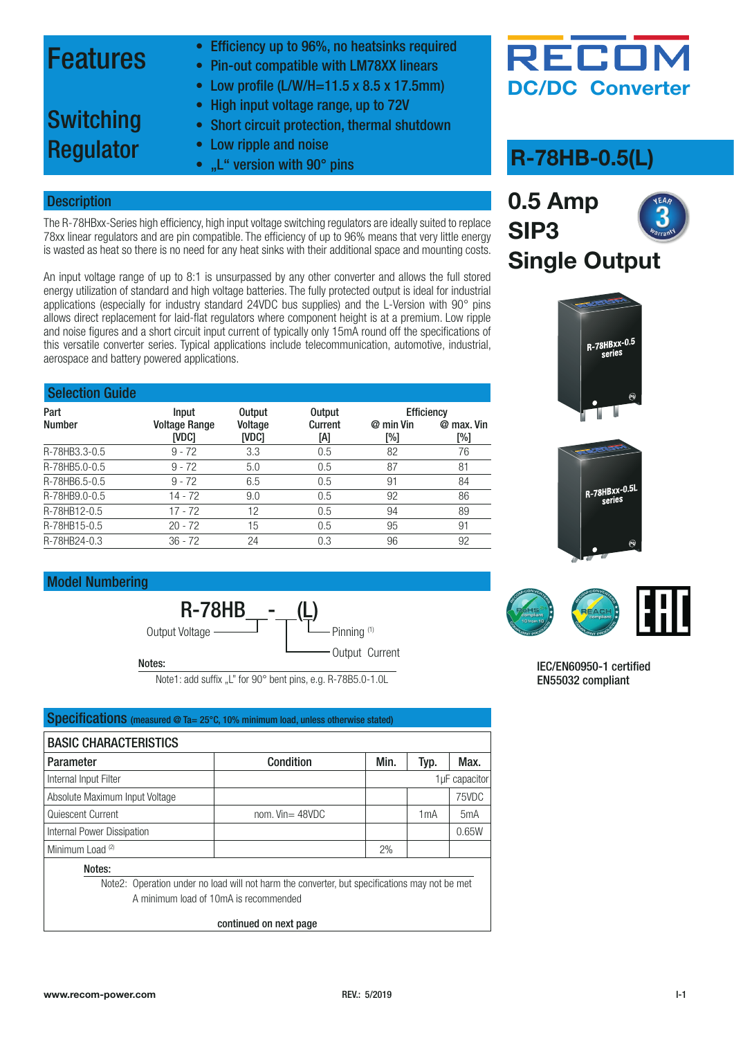# Features

# Switching Regulator

- Efficiency up to 96%, no heatsinks required
- Pin-out compatible with LM78XX linears
- Low profile (L/W/H=11.5 x 8.5 x 17.5mm)
- High input voltage range, up to 72V
- Short circuit protection, thermal shutdown
- Low ripple and noise
- „L“ version with 90° pins

RECOM
DC/DC Converter

## R-78HB-0.5(L)

## 0.5 Amp SIP3 Single Output

## Description

The R-78HBxx-Series high efficiency, high input voltage switching regulators are ideally suited to replace 78xx linear regulators and are pin compatible. The efficiency of up to 96% means that very little energy is wasted as heat so there is no need for any heat sinks with their additional space and mounting costs.

An input voltage range of up to 8:1 is unsurpassed by any other converter and allows the full stored energy utilization of standard and high voltage batteries. The fully protected output is ideal for industrial applications (especially for industry standard 24VDC bus supplies) and the L-Version with 90° pins allows direct replacement for laid-flat regulators where component height is at a premium. Low ripple and noise figures and a short circuit input current of typically only 15mA round off the specifications of this versatile converter series. Typical applications include telecommunication, automotive, industrial, aerospace and battery powered applications.

## Selection Guide

| Part Number | Input Voltage Range [VDC] | Output Voltage [VDC] | Output Current [A] | Efficiency @ min Vin [%] | Efficiency @ max. Vin [%] |
|---|---|---|---|---|---|
| R-78HB3.3-0.5 | 9 - 72 | 3.3 | 0.5 | 82 | 76 |
| R-78HB5.0-0.5 | 9 - 72 | 5.0 | 0.5 | 87 | 81 |
| R-78HB6.5-0.5 | 9 - 72 | 6.5 | 0.5 | 91 | 84 |
| R-78HB9.0-0.5 | 14 - 72 | 9.0 | 0.5 | 92 | 86 |
| R-78HB12-0.5 | 17 - 72 | 12 | 0.5 | 94 | 89 |
| R-78HB15-0.5 | 20 - 72 | 15 | 0.5 | 95 | 91 |
| R-78HB24-0.3 | 36 - 72 | 24 | 0.3 | 96 | 92 |

## Model Numbering

R-78HB __ - __ (L)

Output Voltage — Output Current — Pinning (1)

Notes:

Note1: add suffix „L“ for 90° bent pins, e.g. R-78B5.0-1.0L

IEC/EN60950-1 certified
EN55032 compliant

## Specifications (measured @ Ta= 25°C, 10% minimum load, unless otherwise stated)

| BASIC CHARACTERISTICS | | | | |
|---|---|---|---|---|
| **Parameter** | **Condition** | **Min.** | **Typ.** | **Max.** |
| Internal Input Filter | | | | 1µF capacitor |
| Absolute Maximum Input Voltage | | | | 75VDC |
| Quiescent Current | nom. Vin= 48VDC | | 1mA | 5mA |
| Internal Power Dissipation | | | | 0.65W |
| Minimum Load (2) | | 2% | | |

Notes:

Note2: Operation under no load will not harm the converter, but specifications may not be met
A minimum load of 10mA is recommended

continued on next page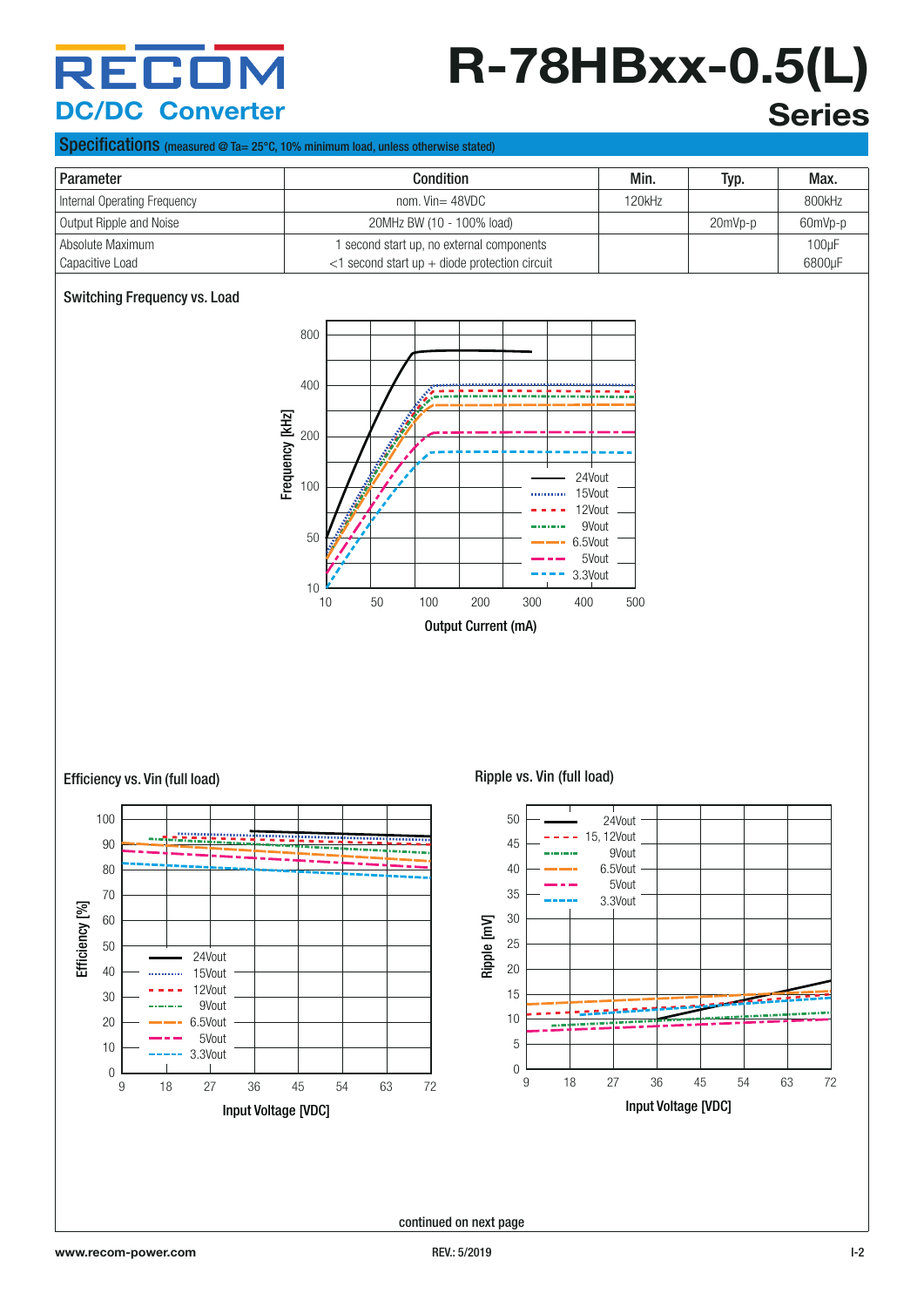## Specifications (measured @ Ta= 25°C, 10% minimum load, unless otherwise stated)

| Parameter | Condition | Min. | Typ. | Max. |
|---|---|---|---|---|
| Internal Operating Frequency | nom. Vin= 48VDC | 120kHz | | 800kHz |
| Output Ripple and Noise | 20MHz BW (10 - 100% load) | | 20mVp-p | 60mVp-p |
| Absolute Maximum Capacitive Load | 1 second start up, no external components | | | 100µF |
| | <1 second start up + diode protection circuit | | | 6800µF |

### Switching Frequency vs. Load

Frequency [kHz]
800
400
200
100
50
10
10 50 100 200 300 400 500
Output Current (mA)
24Vout
15Vout
12Vout
9Vout
6.5Vout
5Vout
3.3Vout

### Efficiency vs. Vin (full load)

Efficiency [%]
100
90
80
70
60
50
40
30
20
10
0
9 18 27 36 45 54 63 72
Input Voltage [VDC]
24Vout
15Vout
12Vout
9Vout
6.5Vout
5Vout
3.3Vout

### Ripple vs. Vin (full load)

Ripple [mV]
50
45
40
35
30
25
20
15
10
5
0
9 18 27 36 45 54 63 72
Input Voltage [VDC]
24Vout
15, 12Vout
9Vout
6.5Vout
5Vout
3.3Vout

continued on next page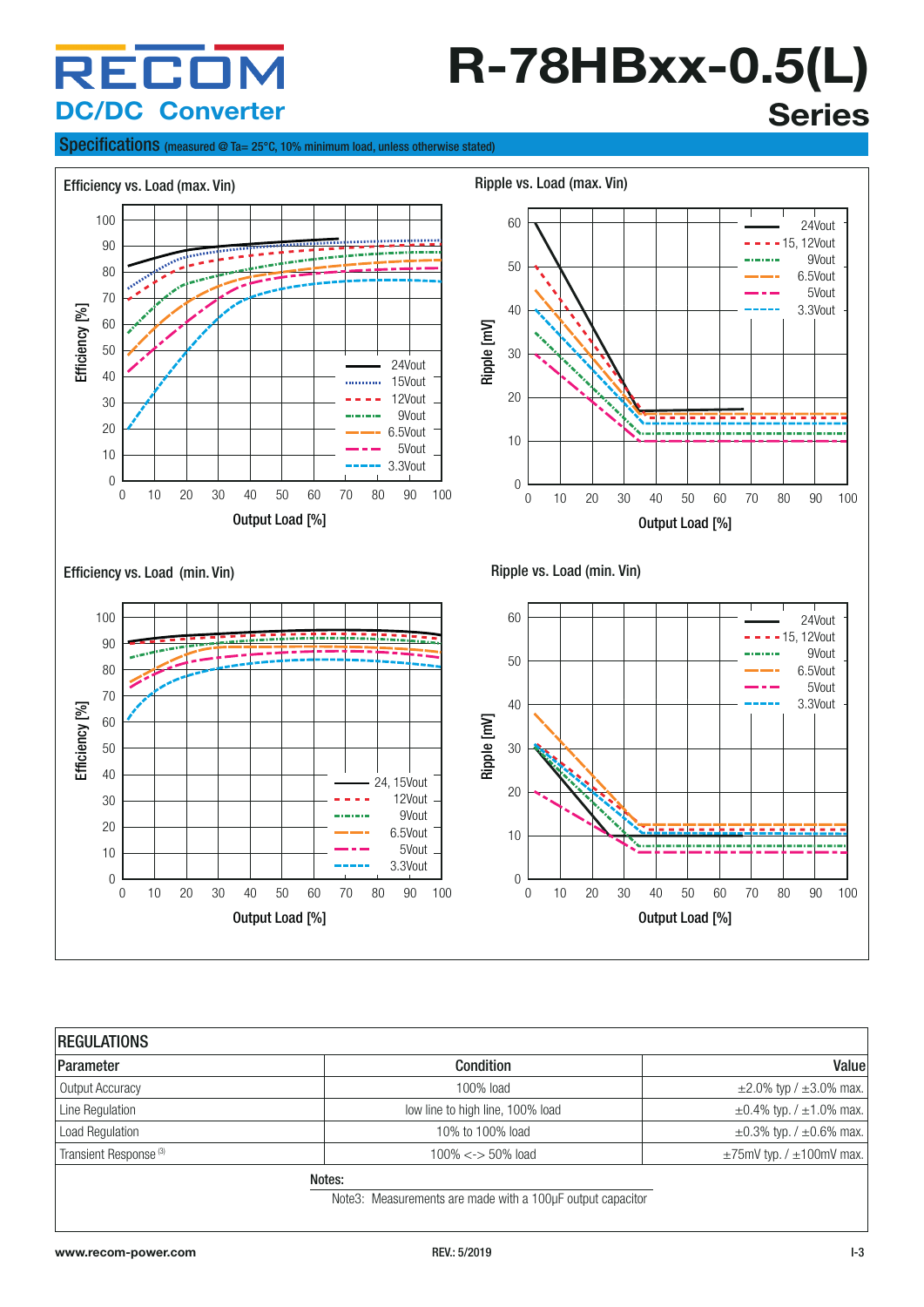## Specifications (measured @ Ta= 25°C, 10% minimum load, unless otherwise stated)

Efficiency vs. Load (max. Vin)

Efficiency [%]
100
90
80
70
60
50
40
30
20
10
0
0 10 20 30 40 50 60 70 80 90 100
Output Load [%]
24Vout
15Vout
12Vout
9Vout
6.5Vout
5Vout
3.3Vout

Ripple vs. Load (max. Vin)

Ripple [mV]
60
50
40
30
20
10
0
0 10 20 30 40 50 60 70 80 90 100
Output Load [%]
24Vout
15, 12Vout
9Vout
6.5Vout
5Vout
3.3Vout

Efficiency vs. Load (min. Vin)

Efficiency [%]
100
90
80
70
60
50
40
30
20
10
0
0 10 20 30 40 50 60 70 80 90 100
Output Load [%]
24, 15Vout
12Vout
9Vout
6.5Vout
5Vout
3.3Vout

Ripple vs. Load (min. Vin)

Ripple [mV]
60
50
40
30
20
10
0
0 10 20 30 40 50 60 70 80 90 100
Output Load [%]
24Vout
15, 12Vout
9Vout
6.5Vout
5Vout
3.3Vout

| REGULATIONS | | |
|---|---|---|
| Parameter | Condition | Value |
| Output Accuracy | 100% load | ±2.0% typ / ±3.0% max. |
| Line Regulation | low line to high line, 100% load | ±0.4% typ. / ±1.0% max. |
| Load Regulation | 10% to 100% load | ±0.3% typ. / ±0.6% max. |
| Transient Response [3] | 100% <-> 50% load | ±75mV typ. / ±100mV max. |

Notes:

Note3: Measurements are made with a 100µF output capacitor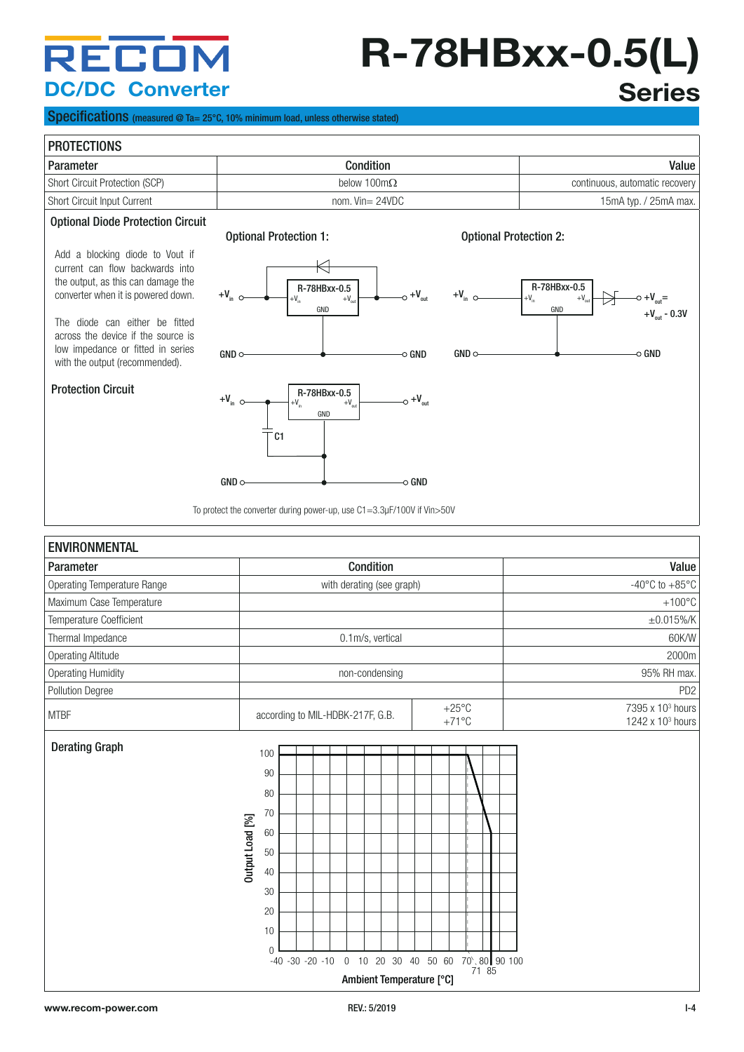# R-78HBxx-0.5(L) Series

## Specifications (measured @ Ta= 25°C, 10% minimum load, unless otherwise stated)

### PROTECTIONS

| Parameter | Condition | Value |
|---|---|---|
| Short Circuit Protection (SCP) | below 100mΩ | continuous, automatic recovery |
| Short Circuit Input Current | nom. Vin= 24VDC | 15mA typ. / 25mA max. |

#### Optional Diode Protection Circuit

Add a blocking diode to Vout if current can flow backwards into the output, as this can damage the converter when it is powered down.

The diode can either be fitted across the device if the source is low impedance or fitted in series with the output (recommended).

Optional Protection 1:

Optional Protection 2: $+V_{out} = +V_{out} - 0.3V$

#### Protection Circuit

To protect the converter during power-up, use C1=3.3µF/100V if Vin>50V

### ENVIRONMENTAL

| Parameter | Condition | | Value |
|---|---|---|---|
| Operating Temperature Range | with derating (see graph) | | -40°C to +85°C |
| Maximum Case Temperature | | | +100°C |
| Temperature Coefficient | | | ±0.015%/K |
| Thermal Impedance | 0.1m/s, vertical | | 60K/W |
| Operating Altitude | | | 2000m |
| Operating Humidity | non-condensing | | 95% RH max. |
| Pollution Degree | | | PD2 |
| MTBF | according to MIL-HDBK-217F, G.B. | +25°C<br>+71°C | 7395 x $10^3$ hours<br>1242 x $10^3$ hours |

#### Derating Graph

Output Load [%] vs. Ambient Temperature [°C]: 100% load from -40°C to 71°C, derating to 60% at 85°C.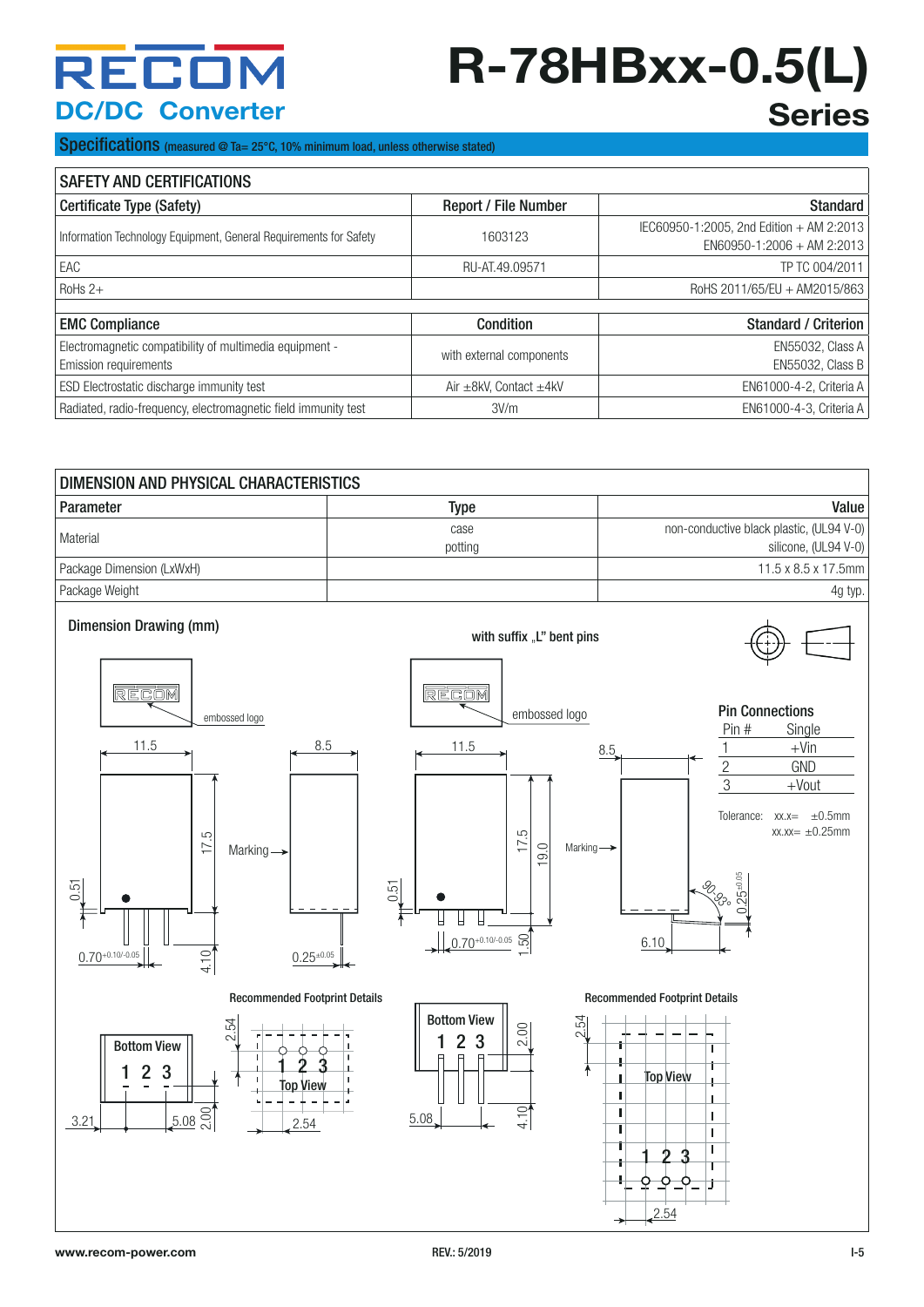# R-78HBxx-0.5(L) Series

**DC/DC Converter**

## Specifications (measured @ Ta= 25°C, 10% minimum load, unless otherwise stated)

| SAFETY AND CERTIFICATIONS | | |
|---|---|---|
| **Certificate Type (Safety)** | **Report / File Number** | **Standard** |
| Information Technology Equipment, General Requirements for Safety | 1603123 | IEC60950-1:2005, 2nd Edition + AM 2:2013<br>EN60950-1:2006 + AM 2:2013 |
| EAC | RU-AT.49.09571 | TP TC 004/2011 |
| RoHS 2+ | | RoHS 2011/65/EU + AM2015/863 |

| EMC Compliance | Condition | Standard / Criterion |
|---|---|---|
| Electromagnetic compatibility of multimedia equipment - Emission requirements | with external components | EN55032, Class A<br>EN55032, Class B |
| ESD Electrostatic discharge immunity test | Air ±8kV, Contact ±4kV | EN61000-4-2, Criteria A |
| Radiated, radio-frequency, electromagnetic field immunity test | 3V/m | EN61000-4-3, Criteria A |

| DIMENSION AND PHYSICAL CHARACTERISTICS | | |
|---|---|---|
| **Parameter** | **Type** | **Value** |
| Material | case<br>potting | non-conductive black plastic, (UL94 V-0)<br>silicone, (UL94 V-0) |
| Package Dimension (LxWxH) | | 11.5 x 8.5 x 17.5mm |
| Package Weight | | 4g typ. |

### Dimension Drawing (mm)

with suffix „L" bent pins

embossed logo

11.5 8.5 17.5 19.0 Marking 0.51 0.70+0.10/-0.05 4.10 0.25±0.05 1.50 6.10 90-93° 0.25±0.05

**Pin Connections**

| Pin # | Single |
|---|---|
| 1 | +Vin |
| 2 | GND |
| 3 | +Vout |

Tolerance: xx.x= ±0.5mm
xx.xx= ±0.25mm

**Recommended Footprint Details**

Bottom View 1 2 3 — 3.21 5.08 2.00 2.54

Top View 1 2 3 — 2.54

Bottom View 1 2 3 — 2.00 5.08 4.10

**Recommended Footprint Details**

Top View 1 2 3 — 2.54 2.54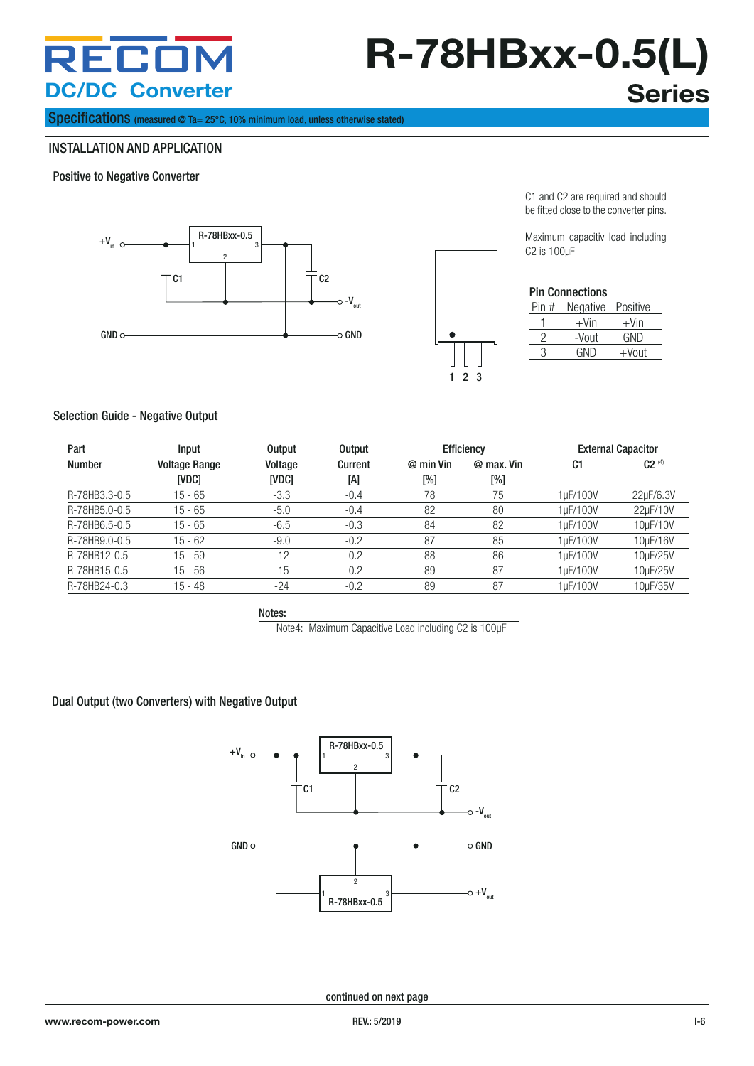# R-78HBxx-0.5(L) Series

## Specifications (measured @ Ta= 25°C, 10% minimum load, unless otherwise stated)

### INSTALLATION AND APPLICATION

#### Positive to Negative Converter

R-78HBxx-0.5

+Vin
GND
C1
C2
-Vout
GND

1 2 3

C1 and C2 are required and should be fitted close to the converter pins.

Maximum capacitiv load including C2 is 100µF

**Pin Connections**

| Pin # | Negative | Positive |
|---|---|---|
| 1 | +Vin | +Vin |
| 2 | -Vout | GND |
| 3 | GND | +Vout |

#### Selection Guide - Negative Output

| Part Number | Input Voltage Range [VDC] | Output Voltage [VDC] | Output Current [A] | Efficiency @ min Vin [%] | Efficiency @ max. Vin [%] | External Capacitor C1 | External Capacitor C2 (4) |
|---|---|---|---|---|---|---|---|
| R-78HB3.3-0.5 | 15 - 65 | -3.3 | -0.4 | 78 | 75 | 1µF/100V | 22µF/6.3V |
| R-78HB5.0-0.5 | 15 - 65 | -5.0 | -0.4 | 82 | 80 | 1µF/100V | 22µF/10V |
| R-78HB6.5-0.5 | 15 - 65 | -6.5 | -0.3 | 84 | 82 | 1µF/100V | 10µF/10V |
| R-78HB9.0-0.5 | 15 - 62 | -9.0 | -0.2 | 87 | 85 | 1µF/100V | 10µF/16V |
| R-78HB12-0.5 | 15 - 59 | -12 | -0.2 | 88 | 86 | 1µF/100V | 10µF/25V |
| R-78HB15-0.5 | 15 - 56 | -15 | -0.2 | 89 | 87 | 1µF/100V | 10µF/25V |
| R-78HB24-0.3 | 15 - 48 | -24 | -0.2 | 89 | 87 | 1µF/100V | 10µF/35V |

Notes:
Note4: Maximum Capacitive Load including C2 is 100µF

#### Dual Output (two Converters) with Negative Output

R-78HBxx-0.5

+Vin
GND
C1
C2
-Vout
GND
+Vout

R-78HBxx-0.5

continued on next page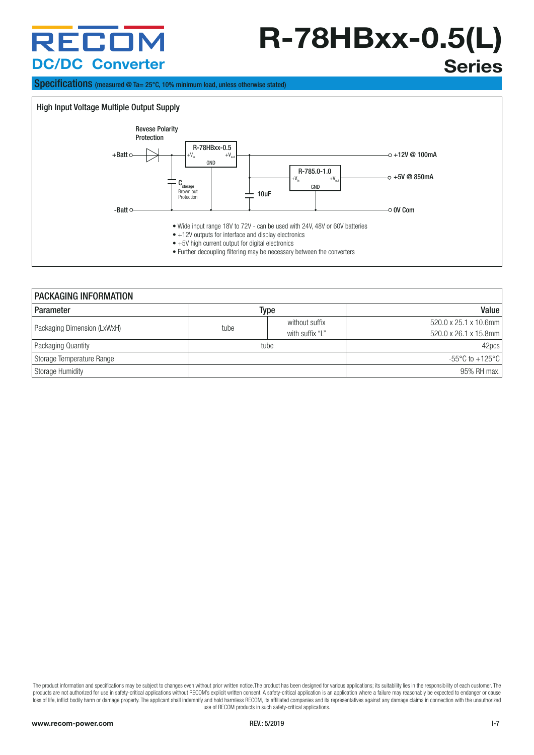## Specifications (measured @ Ta= 25°C, 10% minimum load, unless otherwise stated)

### High Input Voltage Multiple Output Supply

Revese Polarity Protection

+Batt

R-78HBxx-0.5

$+V_{in}$ $+V_{out}$

GND

C storage Brown out Protection

-Batt

R-785.0-1.0

$+V_{in}$ $+V_{out}$

GND

10uF

+12V @ 100mA

+5V @ 850mA

0V Com

- Wide input range 18V to 72V - can be used with 24V, 48V or 60V batteries
- +12V outputs for interface and display electronics
- +5V high current output for digital electronics
- Further decoupling filtering may be necessary between the converters

| PACKAGING INFORMATION | | | |
|---|---|---|---|
| **Parameter** | **Type** | | **Value** |
| Packaging Dimension (LxWxH) | tube | without suffix | 520.0 x 25.1 x 10.6mm |
| | | with suffix "L" | 520.0 x 26.1 x 15.8mm |
| Packaging Quantity | tube | | 42pcs |
| Storage Temperature Range | | | -55°C to +125°C |
| Storage Humidity | | | 95% RH max. |

The product information and specifications may be subject to changes even without prior written notice. The product has been designed for various applications; its suitability lies in the responsibility of each customer. The products are not authorized for use in safety-critical applications without RECOM's explicit written consent. A safety-critical application is an application where a failure may reasonably be expected to endanger or cause loss of life, inflict bodily harm or damage property. The applicant shall indemnify and hold harmless RECOM, its affiliated companies and its representatives against any damage claims in connection with the unauthorized use of RECOM products in such safety-critical applications.